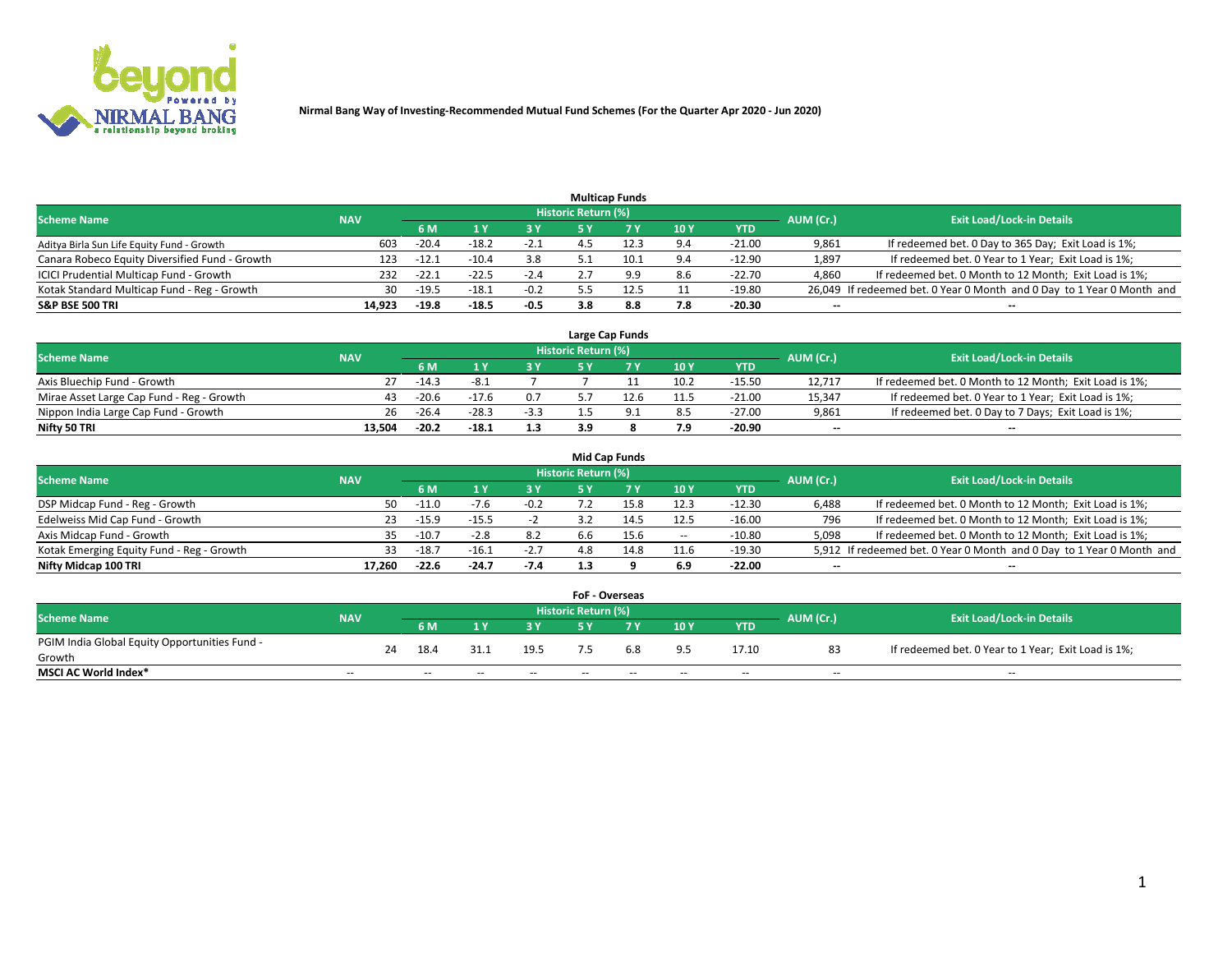**Nirmal Bang Way of Investing-Recommended Mutual Fund Schemes (For the Quarter Apr 2020 - Jun 2020)**

## Multicap Funds

| Scheme Name | NAV | Historic Return (%) | | | | | | | AUM (Cr.) | Exit Load/Lock-in Details |
|---|---|---|---|---|---|---|---|---|---|---|
| | | 6 M | 1 Y | 3 Y | 5 Y | 7 Y | 10 Y | YTD | | |
| Aditya Birla Sun Life Equity Fund - Growth | 603 | -20.4 | -18.2 | -2.1 | 4.5 | 12.3 | 9.4 | -21.00 | 9,861 | If redeemed bet. 0 Day to 365 Day; Exit Load is 1%; |
| Canara Robeco Equity Diversified Fund - Growth | 123 | -12.1 | -10.4 | 3.8 | 5.1 | 10.1 | 9.4 | -12.90 | 1,897 | If redeemed bet. 0 Year to 1 Year; Exit Load is 1%; |
| ICICI Prudential Multicap Fund - Growth | 232 | -22.1 | -22.5 | -2.4 | 2.7 | 9.9 | 8.6 | -22.70 | 4,860 | If redeemed bet. 0 Month to 12 Month; Exit Load is 1%; |
| Kotak Standard Multicap Fund - Reg - Growth | 30 | -19.5 | -18.1 | -0.2 | 5.5 | 12.5 | 11 | -19.80 | 26,049 | If redeemed bet. 0 Year 0 Month and 0 Day to 1 Year 0 Month and |
| **S&P BSE 500 TRI** | **14,923** | **-19.8** | **-18.5** | **-0.5** | **3.8** | **8.8** | **7.8** | **-20.30** | **--** | **--** |

## Large Cap Funds

| Scheme Name | NAV | Historic Return (%) | | | | | | | AUM (Cr.) | Exit Load/Lock-in Details |
|---|---|---|---|---|---|---|---|---|---|---|
| | | 6 M | 1 Y | 3 Y | 5 Y | 7 Y | 10 Y | YTD | | |
| Axis Bluechip Fund - Growth | 27 | -14.3 | -8.1 | 7 | 7 | 11 | 10.2 | -15.50 | 12,717 | If redeemed bet. 0 Month to 12 Month; Exit Load is 1%; |
| Mirae Asset Large Cap Fund - Reg - Growth | 43 | -20.6 | -17.6 | 0.7 | 5.7 | 12.6 | 11.5 | -21.00 | 15,347 | If redeemed bet. 0 Year to 1 Year; Exit Load is 1%; |
| Nippon India Large Cap Fund - Growth | 26 | -26.4 | -28.3 | -3.3 | 1.5 | 9.1 | 8.5 | -27.00 | 9,861 | If redeemed bet. 0 Day to 7 Days; Exit Load is 1%; |
| **Nifty 50 TRI** | **13,504** | **-20.2** | **-18.1** | **1.3** | **3.9** | **8** | **7.9** | **-20.90** | **--** | **--** |

## Mid Cap Funds

| Scheme Name | NAV | Historic Return (%) | | | | | | | AUM (Cr.) | Exit Load/Lock-in Details |
|---|---|---|---|---|---|---|---|---|---|---|
| | | 6 M | 1 Y | 3 Y | 5 Y | 7 Y | 10 Y | YTD | | |
| DSP Midcap Fund - Reg - Growth | 50 | -11.0 | -7.6 | -0.2 | 7.2 | 15.8 | 12.3 | -12.30 | 6,488 | If redeemed bet. 0 Month to 12 Month; Exit Load is 1%; |
| Edelweiss Mid Cap Fund - Growth | 23 | -15.9 | -15.5 | -2 | 3.2 | 14.5 | 12.5 | -16.00 | 796 | If redeemed bet. 0 Month to 12 Month; Exit Load is 1%; |
| Axis Midcap Fund - Growth | 35 | -10.7 | -2.8 | 8.2 | 6.6 | 15.6 | -- | -10.80 | 5,098 | If redeemed bet. 0 Month to 12 Month; Exit Load is 1%; |
| Kotak Emerging Equity Fund - Reg - Growth | 33 | -18.7 | -16.1 | -2.7 | 4.8 | 14.8 | 11.6 | -19.30 | 5,912 | If redeemed bet. 0 Year 0 Month and 0 Day to 1 Year 0 Month and |
| **Nifty Midcap 100 TRI** | **17,260** | **-22.6** | **-24.7** | **-7.4** | **1.3** | **9** | **6.9** | **-22.00** | **--** | **--** |

## FoF - Overseas

| Scheme Name | NAV | Historic Return (%) | | | | | | | AUM (Cr.) | Exit Load/Lock-in Details |
|---|---|---|---|---|---|---|---|---|---|---|
| | | 6 M | 1 Y | 3 Y | 5 Y | 7 Y | 10 Y | YTD | | |
| PGIM India Global Equity Opportunities Fund - Growth | 24 | 18.4 | 31.1 | 19.5 | 7.5 | 6.8 | 9.5 | 17.10 | 83 | If redeemed bet. 0 Year to 1 Year; Exit Load is 1%; |
| **MSCI AC World Index*** | -- | -- | -- | -- | -- | -- | -- | -- | -- | -- |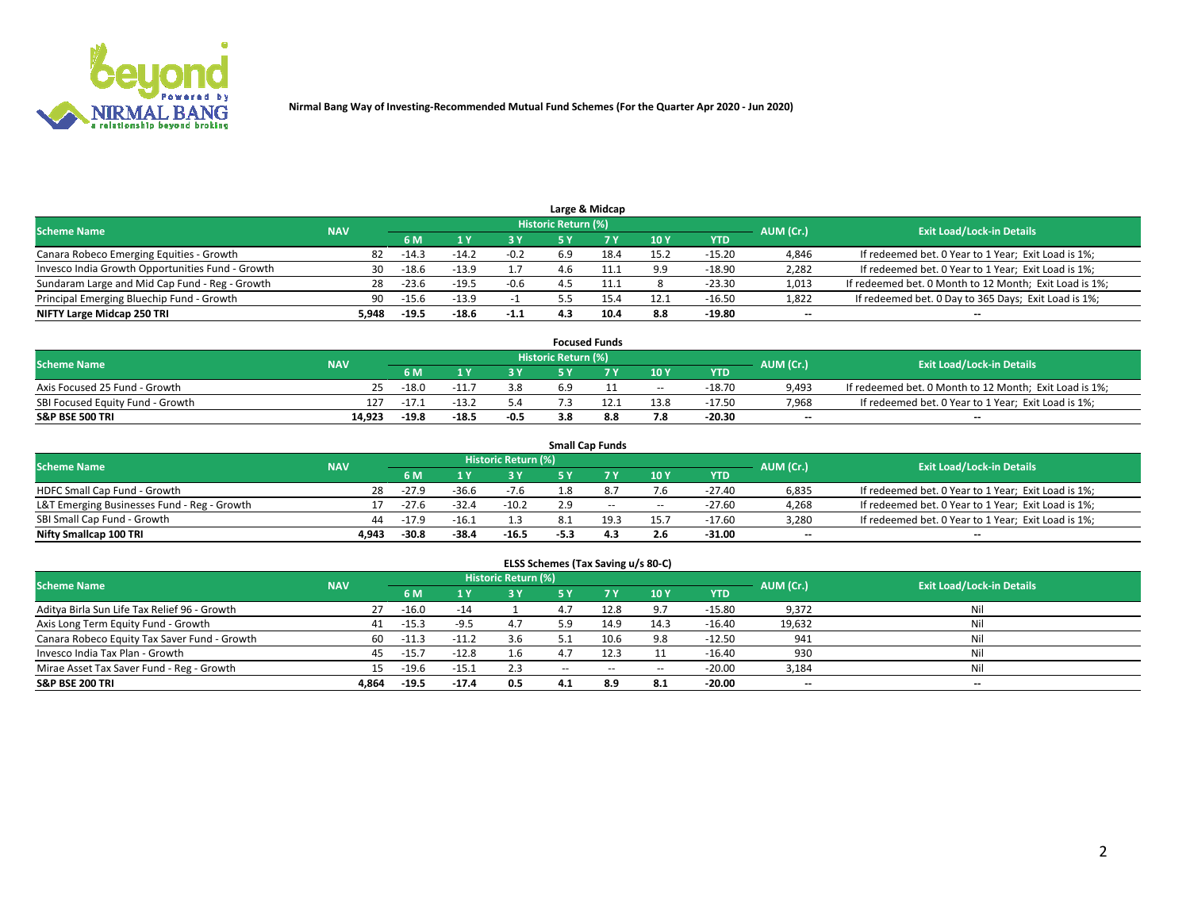**Nirmal Bang Way of Investing-Recommended Mutual Fund Schemes (For the Quarter Apr 2020 - Jun 2020)**

### Large & Midcap

| Scheme Name | NAV | Historic Return (%) | | | | | | | AUM (Cr.) | Exit Load/Lock-in Details |
|---|---|---|---|---|---|---|---|---|---|---|
| | | 6 M | 1 Y | 3 Y | 5 Y | 7 Y | 10 Y | YTD | | |
| Canara Robeco Emerging Equities - Growth | 82 | -14.3 | -14.2 | -0.2 | 6.9 | 18.4 | 15.2 | -15.20 | 4,846 | If redeemed bet. 0 Year to 1 Year; Exit Load is 1%; |
| Invesco India Growth Opportunities Fund - Growth | 30 | -18.6 | -13.9 | 1.7 | 4.6 | 11.1 | 9.9 | -18.90 | 2,282 | If redeemed bet. 0 Year to 1 Year; Exit Load is 1%; |
| Sundaram Large and Mid Cap Fund - Reg - Growth | 28 | -23.6 | -19.5 | -0.6 | 4.5 | 11.1 | 8 | -23.30 | 1,013 | If redeemed bet. 0 Month to 12 Month; Exit Load is 1%; |
| Principal Emerging Bluechip Fund - Growth | 90 | -15.6 | -13.9 | -1 | 5.5 | 15.4 | 12.1 | -16.50 | 1,822 | If redeemed bet. 0 Day to 365 Days; Exit Load is 1%; |
| **NIFTY Large Midcap 250 TRI** | **5,948** | **-19.5** | **-18.6** | **-1.1** | **4.3** | **10.4** | **8.8** | **-19.80** | **--** | **--** |

### Focused Funds

| Scheme Name | NAV | Historic Return (%) | | | | | | | AUM (Cr.) | Exit Load/Lock-in Details |
|---|---|---|---|---|---|---|---|---|---|---|
| | | 6 M | 1 Y | 3 Y | 5 Y | 7 Y | 10 Y | YTD | | |
| Axis Focused 25 Fund - Growth | 25 | -18.0 | -11.7 | 3.8 | 6.9 | 11 | -- | -18.70 | 9,493 | If redeemed bet. 0 Month to 12 Month; Exit Load is 1%; |
| SBI Focused Equity Fund - Growth | 127 | -17.1 | -13.2 | 5.4 | 7.3 | 12.1 | 13.8 | -17.50 | 7,968 | If redeemed bet. 0 Year to 1 Year; Exit Load is 1%; |
| **S&P BSE 500 TRI** | **14,923** | **-19.8** | **-18.5** | **-0.5** | **3.8** | **8.8** | **7.8** | **-20.30** | **--** | **--** |

### Small Cap Funds

| Scheme Name | NAV | Historic Return (%) | | | | | | | AUM (Cr.) | Exit Load/Lock-in Details |
|---|---|---|---|---|---|---|---|---|---|---|
| | | 6 M | 1 Y | 3 Y | 5 Y | 7 Y | 10 Y | YTD | | |
| HDFC Small Cap Fund - Growth | 28 | -27.9 | -36.6 | -7.6 | 1.8 | 8.7 | 7.6 | -27.40 | 6,835 | If redeemed bet. 0 Year to 1 Year; Exit Load is 1%; |
| L&T Emerging Businesses Fund - Reg - Growth | 17 | -27.6 | -32.4 | -10.2 | 2.9 | -- | -- | -27.60 | 4,268 | If redeemed bet. 0 Year to 1 Year; Exit Load is 1%; |
| SBI Small Cap Fund - Growth | 44 | -17.9 | -16.1 | 1.3 | 8.1 | 19.3 | 15.7 | -17.60 | 3,280 | If redeemed bet. 0 Year to 1 Year; Exit Load is 1%; |
| **Nifty Smallcap 100 TRI** | **4,943** | **-30.8** | **-38.4** | **-16.5** | **-5.3** | **4.3** | **2.6** | **-31.00** | **--** | **--** |

### ELSS Schemes (Tax Saving u/s 80-C)

| Scheme Name | NAV | Historic Return (%) | | | | | | | AUM (Cr.) | Exit Load/Lock-in Details |
|---|---|---|---|---|---|---|---|---|---|---|
| | | 6 M | 1 Y | 3 Y | 5 Y | 7 Y | 10 Y | YTD | | |
| Aditya Birla Sun Life Tax Relief 96 - Growth | 27 | -16.0 | -14 | 1 | 4.7 | 12.8 | 9.7 | -15.80 | 9,372 | Nil |
| Axis Long Term Equity Fund - Growth | 41 | -15.3 | -9.5 | 4.7 | 5.9 | 14.9 | 14.3 | -16.40 | 19,632 | Nil |
| Canara Robeco Equity Tax Saver Fund - Growth | 60 | -11.3 | -11.2 | 3.6 | 5.1 | 10.6 | 9.8 | -12.50 | 941 | Nil |
| Invesco India Tax Plan - Growth | 45 | -15.7 | -12.8 | 1.6 | 4.7 | 12.3 | 11 | -16.40 | 930 | Nil |
| Mirae Asset Tax Saver Fund - Reg - Growth | 15 | -19.6 | -15.1 | 2.3 | -- | -- | -- | -20.00 | 3,184 | Nil |
| **S&P BSE 200 TRI** | **4,864** | **-19.5** | **-17.4** | **0.5** | **4.1** | **8.9** | **8.1** | **-20.00** | **--** | **--** |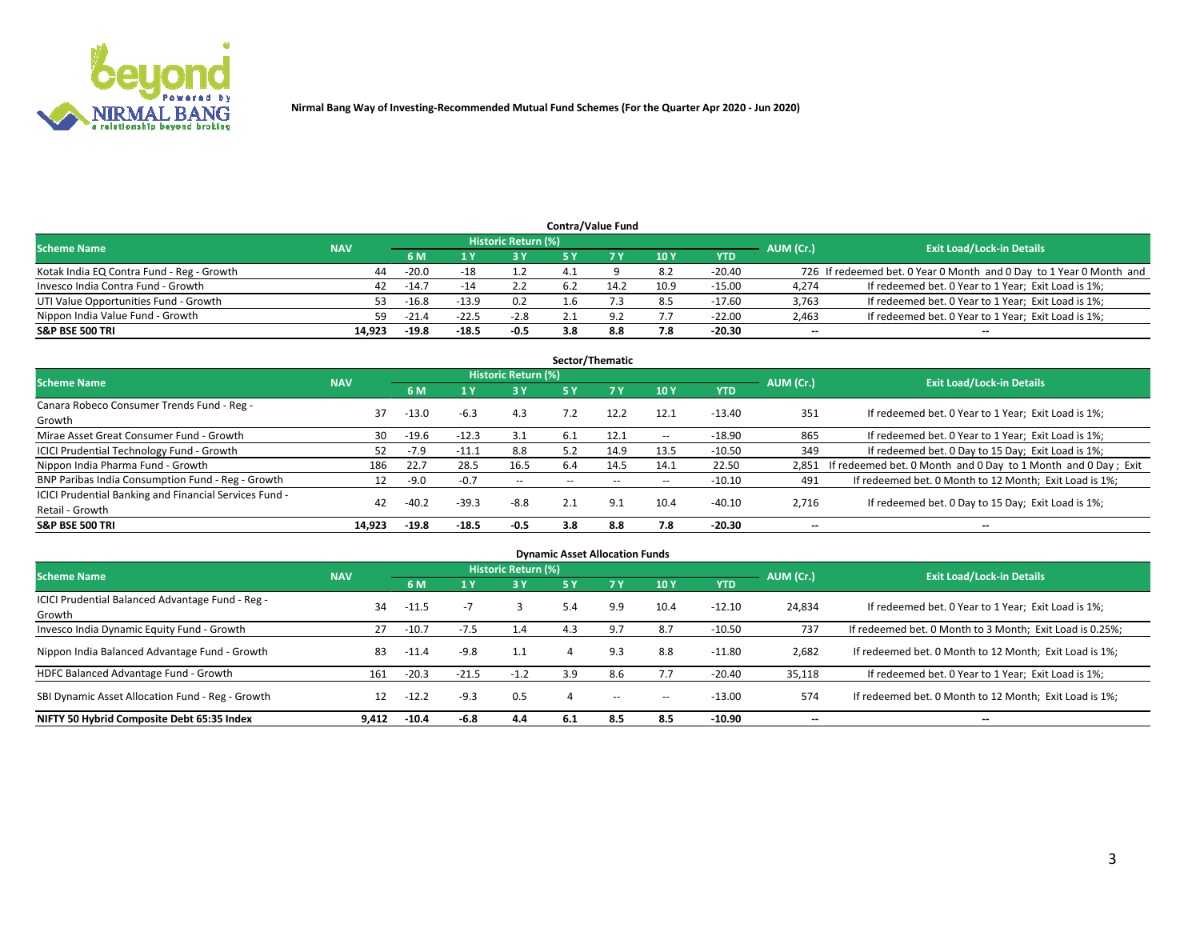Nirmal Bang Way of Investing-Recommended Mutual Fund Schemes (For the Quarter Apr 2020 - Jun 2020)

### Contra/Value Fund

| Scheme Name | NAV | Historic Return (%) | | | | | | | AUM (Cr.) | Exit Load/Lock-in Details |
|---|---|---|---|---|---|---|---|---|---|---|
| | | 6 M | 1 Y | 3 Y | 5 Y | 7 Y | 10 Y | YTD | | |
| Kotak India EQ Contra Fund - Reg - Growth | 44 | -20.0 | -18 | 1.2 | 4.1 | 9 | 8.2 | -20.40 | 726 | If redeemed bet. 0 Year 0 Month and 0 Day to 1 Year 0 Month and |
| Invesco India Contra Fund - Growth | 42 | -14.7 | -14 | 2.2 | 6.2 | 14.2 | 10.9 | -15.00 | 4,274 | If redeemed bet. 0 Year to 1 Year; Exit Load is 1%; |
| UTI Value Opportunities Fund - Growth | 53 | -16.8 | -13.9 | 0.2 | 1.6 | 7.3 | 8.5 | -17.60 | 3,763 | If redeemed bet. 0 Year to 1 Year; Exit Load is 1%; |
| Nippon India Value Fund - Growth | 59 | -21.4 | -22.5 | -2.8 | 2.1 | 9.2 | 7.7 | -22.00 | 2,463 | If redeemed bet. 0 Year to 1 Year; Exit Load is 1%; |
| **S&P BSE 500 TRI** | **14,923** | **-19.8** | **-18.5** | **-0.5** | **3.8** | **8.8** | **7.8** | **-20.30** | **--** | **--** |

### Sector/Thematic

| Scheme Name | NAV | Historic Return (%) | | | | | | | AUM (Cr.) | Exit Load/Lock-in Details |
|---|---|---|---|---|---|---|---|---|---|---|
| | | 6 M | 1 Y | 3 Y | 5 Y | 7 Y | 10 Y | YTD | | |
| Canara Robeco Consumer Trends Fund - Reg - Growth | 37 | -13.0 | -6.3 | 4.3 | 7.2 | 12.2 | 12.1 | -13.40 | 351 | If redeemed bet. 0 Year to 1 Year; Exit Load is 1%; |
| Mirae Asset Great Consumer Fund - Growth | 30 | -19.6 | -12.3 | 3.1 | 6.1 | 12.1 | -- | -18.90 | 865 | If redeemed bet. 0 Year to 1 Year; Exit Load is 1%; |
| ICICI Prudential Technology Fund - Growth | 52 | -7.9 | -11.1 | 8.8 | 5.2 | 14.9 | 13.5 | -10.50 | 349 | If redeemed bet. 0 Day to 15 Day; Exit Load is 1%; |
| Nippon India Pharma Fund - Growth | 186 | 22.7 | 28.5 | 16.5 | 6.4 | 14.5 | 14.1 | 22.50 | 2,851 | If redeemed bet. 0 Month and 0 Day to 1 Month and 0 Day ; Exit |
| BNP Paribas India Consumption Fund - Reg - Growth | 12 | -9.0 | -0.7 | -- | -- | -- | -- | -10.10 | 491 | If redeemed bet. 0 Month to 12 Month; Exit Load is 1%; |
| ICICI Prudential Banking and Financial Services Fund - Retail - Growth | 42 | -40.2 | -39.3 | -8.8 | 2.1 | 9.1 | 10.4 | -40.10 | 2,716 | If redeemed bet. 0 Day to 15 Day; Exit Load is 1%; |
| **S&P BSE 500 TRI** | **14,923** | **-19.8** | **-18.5** | **-0.5** | **3.8** | **8.8** | **7.8** | **-20.30** | **--** | **--** |

### Dynamic Asset Allocation Funds

| Scheme Name | NAV | Historic Return (%) | | | | | | | AUM (Cr.) | Exit Load/Lock-in Details |
|---|---|---|---|---|---|---|---|---|---|---|
| | | 6 M | 1 Y | 3 Y | 5 Y | 7 Y | 10 Y | YTD | | |
| ICICI Prudential Balanced Advantage Fund - Reg - Growth | 34 | -11.5 | -7 | 3 | 5.4 | 9.9 | 10.4 | -12.10 | 24,834 | If redeemed bet. 0 Year to 1 Year; Exit Load is 1%; |
| Invesco India Dynamic Equity Fund - Growth | 27 | -10.7 | -7.5 | 1.4 | 4.3 | 9.7 | 8.7 | -10.50 | 737 | If redeemed bet. 0 Month to 3 Month; Exit Load is 0.25%; |
| Nippon India Balanced Advantage Fund - Growth | 83 | -11.4 | -9.8 | 1.1 | 4 | 9.3 | 8.8 | -11.80 | 2,682 | If redeemed bet. 0 Month to 12 Month; Exit Load is 1%; |
| HDFC Balanced Advantage Fund - Growth | 161 | -20.3 | -21.5 | -1.2 | 3.9 | 8.6 | 7.7 | -20.40 | 35,118 | If redeemed bet. 0 Year to 1 Year; Exit Load is 1%; |
| SBI Dynamic Asset Allocation Fund - Reg - Growth | 12 | -12.2 | -9.3 | 0.5 | 4 | -- | -- | -13.00 | 574 | If redeemed bet. 0 Month to 12 Month; Exit Load is 1%; |
| **NIFTY 50 Hybrid Composite Debt 65:35 Index** | **9,412** | **-10.4** | **-6.8** | **4.4** | **6.1** | **8.5** | **8.5** | **-10.90** | **--** | **--** |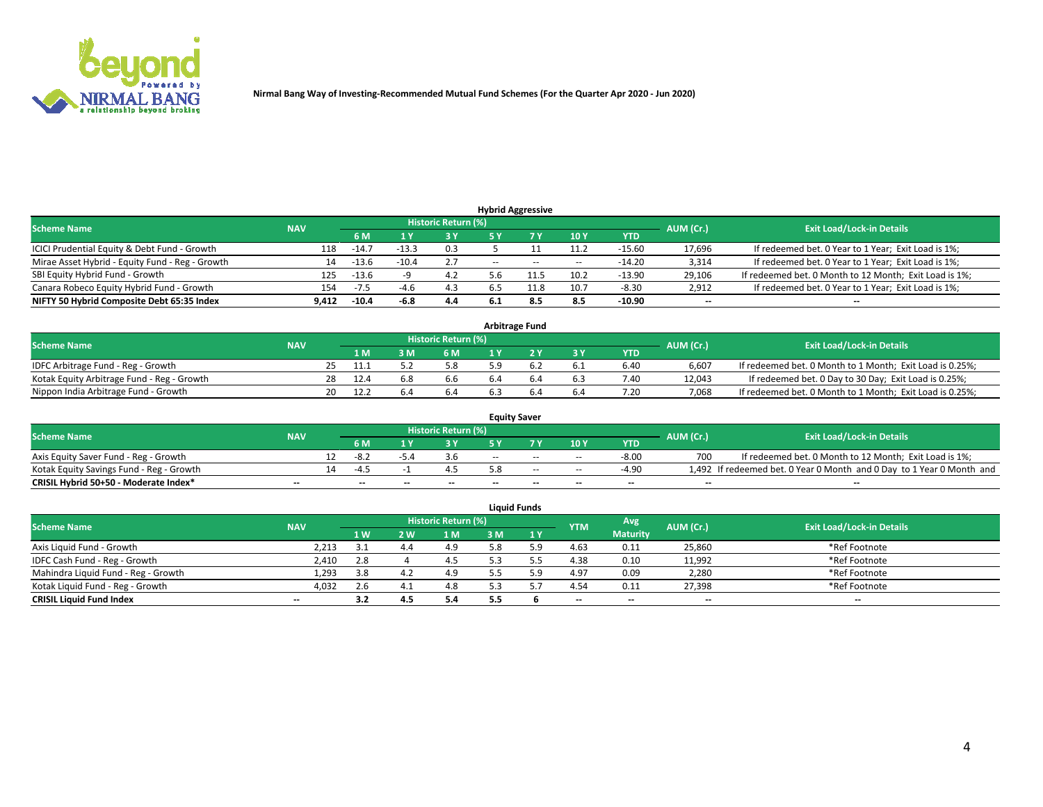Nirmal Bang Way of Investing-Recommended Mutual Fund Schemes (For the Quarter Apr 2020 - Jun 2020)

### Hybrid Aggressive

| Scheme Name | NAV | Historic Return (%) | | | | | | | AUM (Cr.) | Exit Load/Lock-in Details |
|---|---|---|---|---|---|---|---|---|---|---|
| | | 6 M | 1 Y | 3 Y | 5 Y | 7 Y | 10 Y | YTD | | |
| ICICI Prudential Equity & Debt Fund - Growth | 118 | -14.7 | -13.3 | 0.3 | 5 | 11 | 11.2 | -15.60 | 17,696 | If redeemed bet. 0 Year to 1 Year; Exit Load is 1%; |
| Mirae Asset Hybrid - Equity Fund - Reg - Growth | 14 | -13.6 | -10.4 | 2.7 | -- | -- | -- | -14.20 | 3,314 | If redeemed bet. 0 Year to 1 Year; Exit Load is 1%; |
| SBI Equity Hybrid Fund - Growth | 125 | -13.6 | -9 | 4.2 | 5.6 | 11.5 | 10.2 | -13.90 | 29,106 | If redeemed bet. 0 Month to 12 Month; Exit Load is 1%; |
| Canara Robeco Equity Hybrid Fund - Growth | 154 | -7.5 | -4.6 | 4.3 | 6.5 | 11.8 | 10.7 | -8.30 | 2,912 | If redeemed bet. 0 Year to 1 Year; Exit Load is 1%; |
| **NIFTY 50 Hybrid Composite Debt 65:35 Index** | **9,412** | **-10.4** | **-6.8** | **4.4** | **6.1** | **8.5** | **8.5** | **-10.90** | **--** | **--** |

### Arbitrage Fund

| Scheme Name | NAV | Historic Return (%) | | | | | | | AUM (Cr.) | Exit Load/Lock-in Details |
|---|---|---|---|---|---|---|---|---|---|---|
| | | 1 M | 3 M | 6 M | 1 Y | 2 Y | 3 Y | YTD | | |
| IDFC Arbitrage Fund - Reg - Growth | 25 | 11.1 | 5.2 | 5.8 | 5.9 | 6.2 | 6.1 | 6.40 | 6,607 | If redeemed bet. 0 Month to 1 Month; Exit Load is 0.25%; |
| Kotak Equity Arbitrage Fund - Reg - Growth | 28 | 12.4 | 6.8 | 6.6 | 6.4 | 6.4 | 6.3 | 7.40 | 12,043 | If redeemed bet. 0 Day to 30 Day; Exit Load is 0.25%; |
| Nippon India Arbitrage Fund - Growth | 20 | 12.2 | 6.4 | 6.4 | 6.3 | 6.4 | 6.4 | 7.20 | 7,068 | If redeemed bet. 0 Month to 1 Month; Exit Load is 0.25%; |

### Equity Saver

| Scheme Name | NAV | Historic Return (%) | | | | | | | AUM (Cr.) | Exit Load/Lock-in Details |
|---|---|---|---|---|---|---|---|---|---|---|
| | | 6 M | 1 Y | 3 Y | 5 Y | 7 Y | 10 Y | YTD | | |
| Axis Equity Saver Fund - Reg - Growth | 12 | -8.2 | -5.4 | 3.6 | -- | -- | -- | -8.00 | 700 | If redeemed bet. 0 Month to 12 Month; Exit Load is 1%; |
| Kotak Equity Savings Fund - Reg - Growth | 14 | -4.5 | -1 | 4.5 | 5.8 | -- | -- | -4.90 | 1,492 | If redeemed bet. 0 Year 0 Month and 0 Day to 1 Year 0 Month and |
| **CRISIL Hybrid 50+50 - Moderate Index*** | **--** | **--** | **--** | **--** | **--** | **--** | **--** | **--** | **--** | **--** |

### Liquid Funds

| Scheme Name | NAV | Historic Return (%) | | | | | YTM | Avg Maturity | AUM (Cr.) | Exit Load/Lock-in Details |
|---|---|---|---|---|---|---|---|---|---|---|
| | | 1 W | 2 W | 1 M | 3 M | 1 Y | | | | |
| Axis Liquid Fund - Growth | 2,213 | 3.1 | 4.4 | 4.9 | 5.8 | 5.9 | 4.63 | 0.11 | 25,860 | *Ref Footnote |
| IDFC Cash Fund - Reg - Growth | 2,410 | 2.8 | 4 | 4.5 | 5.3 | 5.5 | 4.38 | 0.10 | 11,992 | *Ref Footnote |
| Mahindra Liquid Fund - Reg - Growth | 1,293 | 3.8 | 4.2 | 4.9 | 5.5 | 5.9 | 4.97 | 0.09 | 2,280 | *Ref Footnote |
| Kotak Liquid Fund - Reg - Growth | 4,032 | 2.6 | 4.1 | 4.8 | 5.3 | 5.7 | 4.54 | 0.11 | 27,398 | *Ref Footnote |
| **CRISIL Liquid Fund Index** | **--** | **3.2** | **4.5** | **5.4** | **5.5** | **6** | **--** | **--** | **--** | **--** |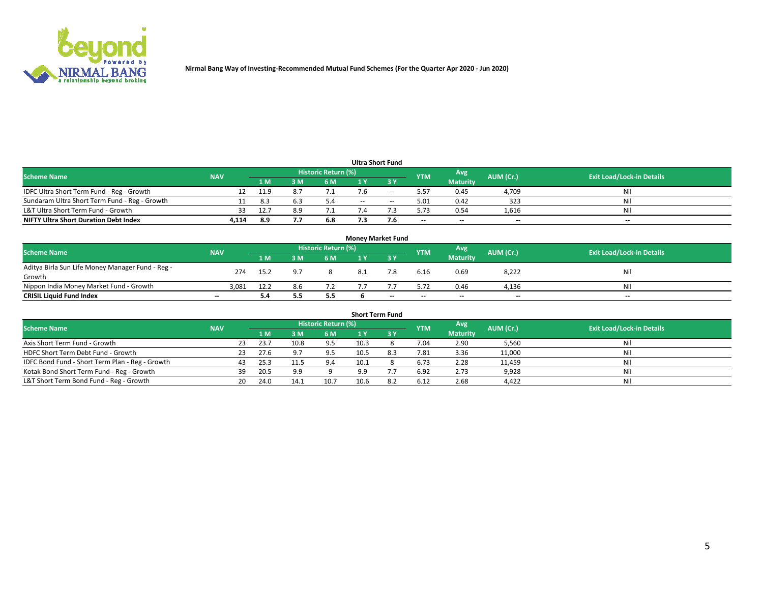Nirmal Bang Way of Investing-Recommended Mutual Fund Schemes (For the Quarter Apr 2020 - Jun 2020)

## Ultra Short Fund

| Scheme Name | NAV | Historic Return (%) | | | | | YTM | Avg Maturity | AUM (Cr.) | Exit Load/Lock-in Details |
|---|---|---|---|---|---|---|---|---|---|---|
| | | 1 M | 3 M | 6 M | 1 Y | 3 Y | | | | |
| IDFC Ultra Short Term Fund - Reg - Growth | 12 | 11.9 | 8.7 | 7.1 | 7.6 | -- | 5.57 | 0.45 | 4,709 | Nil |
| Sundaram Ultra Short Term Fund - Reg - Growth | 11 | 8.3 | 6.3 | 5.4 | -- | -- | 5.01 | 0.42 | 323 | Nil |
| L&T Ultra Short Term Fund - Growth | 33 | 12.7 | 8.9 | 7.1 | 7.4 | 7.3 | 5.73 | 0.54 | 1,616 | Nil |
| **NIFTY Ultra Short Duration Debt Index** | **4,114** | **8.9** | **7.7** | **6.8** | **7.3** | **7.6** | **--** | **--** | **--** | **--** |

## Money Market Fund

| Scheme Name | NAV | Historic Return (%) | | | | | YTM | Avg Maturity | AUM (Cr.) | Exit Load/Lock-in Details |
|---|---|---|---|---|---|---|---|---|---|---|
| | | 1 M | 3 M | 6 M | 1 Y | 3 Y | | | | |
| Aditya Birla Sun Life Money Manager Fund - Reg - Growth | 274 | 15.2 | 9.7 | 8 | 8.1 | 7.8 | 6.16 | 0.69 | 8,222 | Nil |
| Nippon India Money Market Fund - Growth | 3,081 | 12.2 | 8.6 | 7.2 | 7.7 | 7.7 | 5.72 | 0.46 | 4,136 | Nil |
| **CRISIL Liquid Fund Index** | **--** | **5.4** | **5.5** | **5.5** | **6** | **--** | **--** | **--** | **--** | **--** |

## Short Term Fund

| Scheme Name | NAV | Historic Return (%) | | | | | YTM | Avg Maturity | AUM (Cr.) | Exit Load/Lock-in Details |
|---|---|---|---|---|---|---|---|---|---|---|
| | | 1 M | 3 M | 6 M | 1 Y | 3 Y | | | | |
| Axis Short Term Fund - Growth | 23 | 23.7 | 10.8 | 9.5 | 10.3 | 8 | 7.04 | 2.90 | 5,560 | Nil |
| HDFC Short Term Debt Fund - Growth | 23 | 27.6 | 9.7 | 9.5 | 10.5 | 8.3 | 7.81 | 3.36 | 11,000 | Nil |
| IDFC Bond Fund - Short Term Plan - Reg - Growth | 43 | 25.3 | 11.5 | 9.4 | 10.1 | 8 | 6.73 | 2.28 | 11,459 | Nil |
| Kotak Bond Short Term Fund - Reg - Growth | 39 | 20.5 | 9.9 | 9 | 9.9 | 7.7 | 6.92 | 2.73 | 9,928 | Nil |
| L&T Short Term Bond Fund - Reg - Growth | 20 | 24.0 | 14.1 | 10.7 | 10.6 | 8.2 | 6.12 | 2.68 | 4,422 | Nil |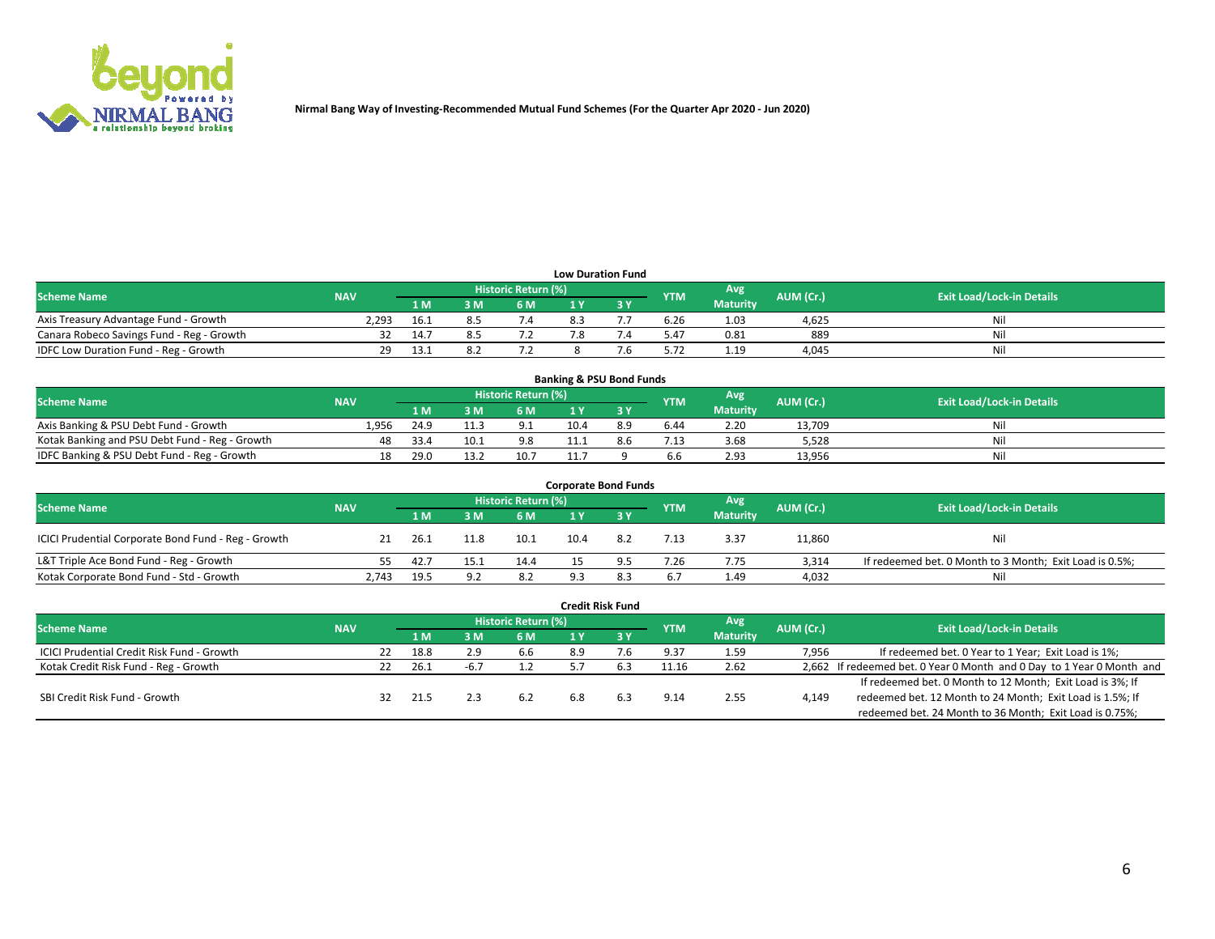Nirmal Bang Way of Investing-Recommended Mutual Fund Schemes (For the Quarter Apr 2020 - Jun 2020)

### Low Duration Fund

| Scheme Name | NAV | Historic Return (%) | | | | | YTM | Avg Maturity | AUM (Cr.) | Exit Load/Lock-in Details |
|---|---|---|---|---|---|---|---|---|---|---|
| | | 1 M | 3 M | 6 M | 1 Y | 3 Y | | | | |
| Axis Treasury Advantage Fund - Growth | 2,293 | 16.1 | 8.5 | 7.4 | 8.3 | 7.7 | 6.26 | 1.03 | 4,625 | Nil |
| Canara Robeco Savings Fund - Reg - Growth | 32 | 14.7 | 8.5 | 7.2 | 7.8 | 7.4 | 5.47 | 0.81 | 889 | Nil |
| IDFC Low Duration Fund - Reg - Growth | 29 | 13.1 | 8.2 | 7.2 | 8 | 7.6 | 5.72 | 1.19 | 4,045 | Nil |

### Banking & PSU Bond Funds

| Scheme Name | NAV | Historic Return (%) | | | | | YTM | Avg Maturity | AUM (Cr.) | Exit Load/Lock-in Details |
|---|---|---|---|---|---|---|---|---|---|---|
| | | 1 M | 3 M | 6 M | 1 Y | 3 Y | | | | |
| Axis Banking & PSU Debt Fund - Growth | 1,956 | 24.9 | 11.3 | 9.1 | 10.4 | 8.9 | 6.44 | 2.20 | 13,709 | Nil |
| Kotak Banking and PSU Debt Fund - Reg - Growth | 48 | 33.4 | 10.1 | 9.8 | 11.1 | 8.6 | 7.13 | 3.68 | 5,528 | Nil |
| IDFC Banking & PSU Debt Fund - Reg - Growth | 18 | 29.0 | 13.2 | 10.7 | 11.7 | 9 | 6.6 | 2.93 | 13,956 | Nil |

### Corporate Bond Funds

| Scheme Name | NAV | Historic Return (%) | | | | | YTM | Avg Maturity | AUM (Cr.) | Exit Load/Lock-in Details |
|---|---|---|---|---|---|---|---|---|---|---|
| | | 1 M | 3 M | 6 M | 1 Y | 3 Y | | | | |
| ICICI Prudential Corporate Bond Fund - Reg - Growth | 21 | 26.1 | 11.8 | 10.1 | 10.4 | 8.2 | 7.13 | 3.37 | 11,860 | Nil |
| L&T Triple Ace Bond Fund - Reg - Growth | 55 | 42.7 | 15.1 | 14.4 | 15 | 9.5 | 7.26 | 7.75 | 3,314 | If redeemed bet. 0 Month to 3 Month; Exit Load is 0.5%; |
| Kotak Corporate Bond Fund - Std - Growth | 2,743 | 19.5 | 9.2 | 8.2 | 9.3 | 8.3 | 6.7 | 1.49 | 4,032 | Nil |

### Credit Risk Fund

| Scheme Name | NAV | Historic Return (%) | | | | | YTM | Avg Maturity | AUM (Cr.) | Exit Load/Lock-in Details |
|---|---|---|---|---|---|---|---|---|---|---|
| | | 1 M | 3 M | 6 M | 1 Y | 3 Y | | | | |
| ICICI Prudential Credit Risk Fund - Growth | 22 | 18.8 | 2.9 | 6.6 | 8.9 | 7.6 | 9.37 | 1.59 | 7,956 | If redeemed bet. 0 Year to 1 Year; Exit Load is 1%; |
| Kotak Credit Risk Fund - Reg - Growth | 22 | 26.1 | -6.7 | 1.2 | 5.7 | 6.3 | 11.16 | 2.62 | 2,662 | If redeemed bet. 0 Year 0 Month and 0 Day to 1 Year 0 Month and |
| SBI Credit Risk Fund - Growth | 32 | 21.5 | 2.3 | 6.2 | 6.8 | 6.3 | 9.14 | 2.55 | 4,149 | If redeemed bet. 0 Month to 12 Month; Exit Load is 3%; If redeemed bet. 12 Month to 24 Month; Exit Load is 1.5%; If redeemed bet. 24 Month to 36 Month; Exit Load is 0.75%; |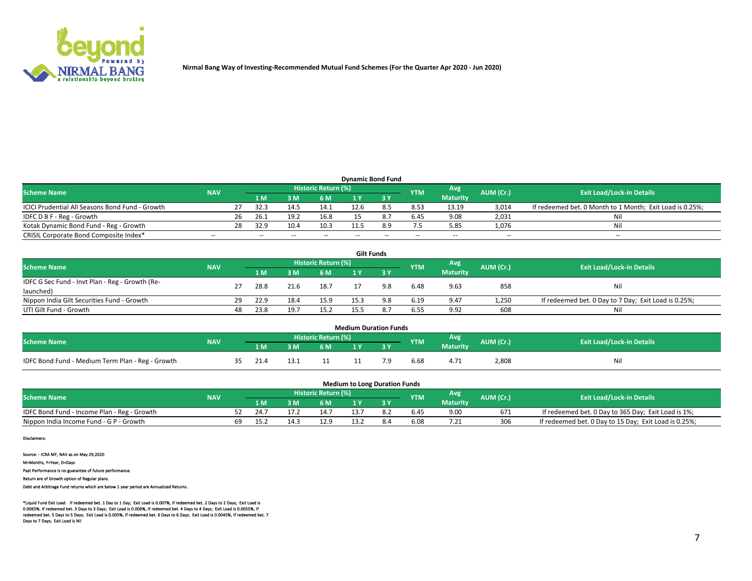Nirmal Bang Way of Investing-Recommended Mutual Fund Schemes (For the Quarter Apr 2020 - Jun 2020)

## Dynamic Bond Fund

| Scheme Name | NAV | Historic Return (%) | | | | | YTM | Avg Maturity | AUM (Cr.) | Exit Load/Lock-in Details |
|---|---|---|---|---|---|---|---|---|---|---|
| | | 1 M | 3 M | 6 M | 1 Y | 3 Y | | | | |
| ICICI Prudential All Seasons Bond Fund - Growth | 27 | 32.3 | 14.5 | 14.1 | 12.6 | 8.5 | 8.53 | 13.19 | 3,014 | If redeemed bet. 0 Month to 1 Month; Exit Load is 0.25%; |
| IDFC D B F - Reg - Growth | 26 | 26.1 | 19.2 | 16.8 | 15 | 8.7 | 6.45 | 9.08 | 2,031 | Nil |
| Kotak Dynamic Bond Fund - Reg - Growth | 28 | 32.9 | 10.4 | 10.3 | 11.5 | 8.9 | 7.5 | 5.85 | 1,076 | Nil |
| CRISIL Corporate Bond Composite Index* | -- | -- | -- | -- | -- | -- | -- | -- | -- | -- |

## Gilt Funds

| Scheme Name | NAV | Historic Return (%) | | | | | YTM | Avg Maturity | AUM (Cr.) | Exit Load/Lock-in Details |
|---|---|---|---|---|---|---|---|---|---|---|
| | | 1 M | 3 M | 6 M | 1 Y | 3 Y | | | | |
| IDFC G Sec Fund - Invt Plan - Reg - Growth (Re-launched) | 27 | 28.8 | 21.6 | 18.7 | 17 | 9.8 | 6.48 | 9.63 | 858 | Nil |
| Nippon India Gilt Securities Fund - Growth | 29 | 22.9 | 18.4 | 15.9 | 15.3 | 9.8 | 6.19 | 9.47 | 1,250 | If redeemed bet. 0 Day to 7 Day; Exit Load is 0.25%; |
| UTI Gilt Fund - Growth | 48 | 23.8 | 19.7 | 15.2 | 15.5 | 8.7 | 6.55 | 9.92 | 608 | Nil |

## Medium Duration Funds

| Scheme Name | NAV | Historic Return (%) | | | | | YTM | Avg Maturity | AUM (Cr.) | Exit Load/Lock-in Details |
|---|---|---|---|---|---|---|---|---|---|---|
| | | 1 M | 3 M | 6 M | 1 Y | 3 Y | | | | |
| IDFC Bond Fund - Medium Term Plan - Reg - Growth | 35 | 21.4 | 13.1 | 11 | 11 | 7.9 | 6.68 | 4.71 | 2,808 | Nil |

## Medium to Long Duration Funds

| Scheme Name | NAV | Historic Return (%) | | | | | YTM | Avg Maturity | AUM (Cr.) | Exit Load/Lock-in Details |
|---|---|---|---|---|---|---|---|---|---|---|
| | | 1 M | 3 M | 6 M | 1 Y | 3 Y | | | | |
| IDFC Bond Fund - Income Plan - Reg - Growth | 52 | 24.7 | 17.2 | 14.7 | 13.7 | 8.2 | 6.45 | 9.00 | 671 | If redeemed bet. 0 Day to 365 Day; Exit Load is 1%; |
| Nippon India Income Fund - G P - Growth | 69 | 15.2 | 14.3 | 12.9 | 13.2 | 8.4 | 6.08 | 7.21 | 306 | If redeemed bet. 0 Day to 15 Day; Exit Load is 0.25%; |

Disclaimers:

Source: - ICRA MF, NAV as on May 29,2020

M=Months, Y=Year, D=Days

Past Performance is no guarantee of future performance.

Return are of Growth option of Regular plans.

Debt and Arbitrage Fund returns which are below 1 year period are Annualized Returns.

*Liquid Fund Exit Load: If redeemed bet. 1 Day to 1 Day; Exit Load is 0.007%, If redeemed bet. 2 Days to 2 Days; Exit Load is 0.0065%, If redeemed bet. 3 Days to 3 Days; Exit Load is 0.006%, If redeemed bet. 4 Days to 4 Days; Exit Load is 0.0055%, If redeemed bet. 5 Days to 5 Days; Exit Load is 0.005%, If redeemed bet. 6 Days to 6 Days; Exit Load is 0.0045%, If redeemed bet. 7 Days to 7 Days; Exit Load is Nil